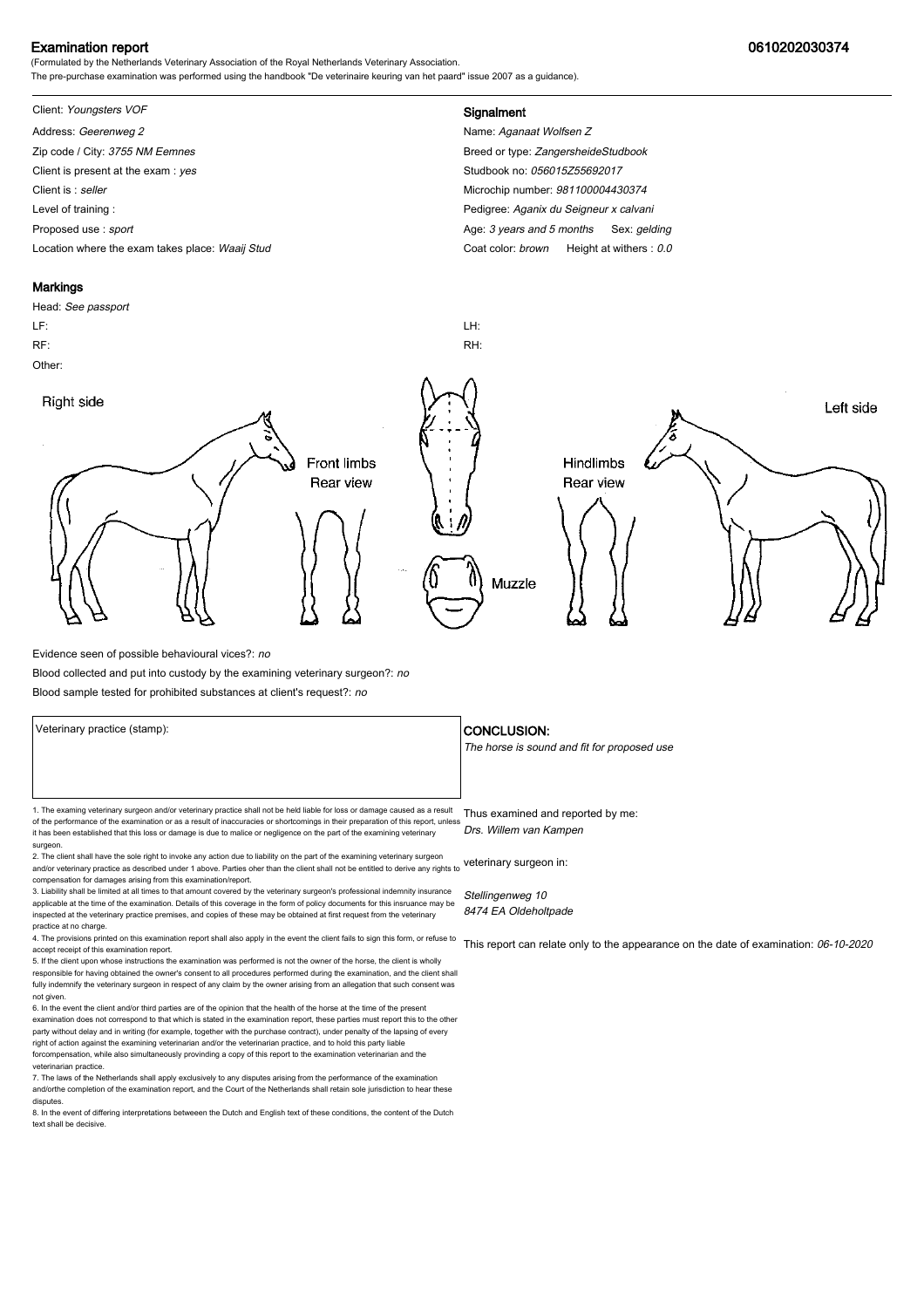# Examination report

**0610202030374**

(Formulated by the Netherlands Veterinary Association of the Royal Netherlands Veterinary Association.
The pre-purchase examination was performed using the handbook "De veterinaire keuring van het paard" issue 2007 as a guidance).

Client: *Youngsters VOF*
Address: *Geerenweg 2*
Zip code / City: *3755 NM Eemnes*
Client is present at the exam : *yes*
Client is : *seller*
Level of training :
Proposed use : *sport*
Location where the exam takes place: *Waaij Stud*

## Signalment

Name: *Aganaat Wolfsen Z*
Breed or type: *ZangersheideStudbook*
Studbook no: *056015Z55692017*
Microchip number: *981100004430374*
Pedigree: *Aganix du Seigneur x calvani*
Age: *3 years and 5 months* Sex: *gelding*
Coat color: *brown* Height at withers : *0.0*

## Markings

Head: *See passport*
LF:
RF:
LH:
RH:
Other:

Right side — Front limbs Rear view — Muzzle — Hindlimbs Rear view — Left side

Evidence seen of possible behavioural vices?: *no*
Blood collected and put into custody by the examining veterinary surgeon?: *no*
Blood sample tested for prohibited substances at client's request?: *no*

Veterinary practice (stamp):

## CONCLUSION:

*The horse is sound and fit for proposed use*

Thus examined and reported by me:
*Drs. Willem van Kampen*

veterinary surgeon in:

*Stellingenweg 10*
*8474 EA Oldeholtpade*

This report can relate only to the appearance on the date of examination: *06-10-2020*

1. The examing veterinary surgeon and/or veterinary practice shall not be held liable for loss or damage caused as a result of the performance of the examination or as a result of inaccuracies or shortcomings in their preparation of this report, unless it has been established that this loss or damage is due to malice or negligence on the part of the examining veterinary surgeon.
2. The client shall have the sole right to invoke any action due to liability on the part of the examining veterinary surgeon and/or veterinary practice as described under 1 above. Parties oher than the client shall not be entitled to derive any rights to compensation for damages arising from this examination/report.
3. Liability shall be limited at all times to that amount covered by the veterinary surgeon's professional indemnity insurance applicable at the time of the examination. Details of this coverage in the form of policy documents for this insruance may be inspected at the veterinary practice premises, and copies of these may be obtained at first request from the veterinary practice at no charge.
4. The provisions printed on this examination report shall also apply in the event the client fails to sign this form, or refuse to accept receipt of this examination report.
5. If the client upon whose instructions the examination was performed is not the owner of the horse, the client is wholly responsible for having obtained the owner's consent to all procedures performed during the examination, and the client shall fully indemnify the veterinary surgeon in respect of any claim by the owner arising from an allegation that such consent was not given.
6. In the event the client and/or third parties are of the opinion that the health of the horse at the time of the present examination does not correspond to that which is stated in the examination report, these parties must report this to the other party without delay and in writing (for example, together with the purchase contract), under penalty of the lapsing of every right of action against the examining veterinarian and/or the veterinarian practice, and to hold this party liable forcompensation, while also simultaneously provinding a copy of this report to the examination veterinarian and the veterinarian practice.
7. The laws of the Netherlands shall apply exclusively to any disputes arising from the performance of the examination and/orthe completion of the examination report, and the Court of the Netherlands shall retain sole jurisdiction to hear these disputes.
8. In the event of differing interpretations betweeen the Dutch and English text of these conditions, the content of the Dutch text shall be decisive.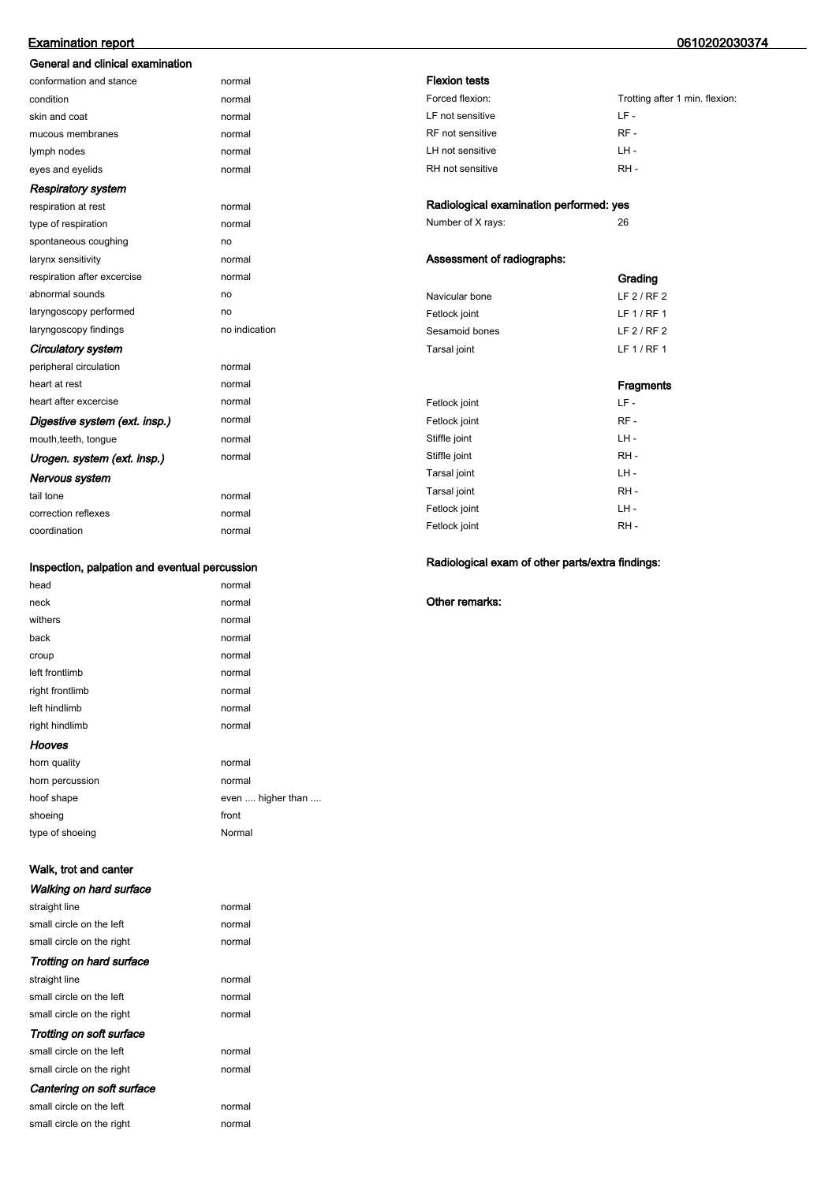## Examination report

0610202030374

### General and clinical examination

| | |
|---|---|
| conformation and stance | normal |
| condition | normal |
| skin and coat | normal |
| mucous membranes | normal |
| lymph nodes | normal |
| eyes and eyelids | normal |

*Respiratory system*

| | |
|---|---|
| respiration at rest | normal |
| type of respiration | normal |
| spontaneous coughing | no |
| larynx sensitivity | normal |
| respiration after excercise | normal |
| abnormal sounds | no |
| laryngoscopy performed | no |
| laryngoscopy findings | no indication |

*Circulatory system*

| | |
|---|---|
| peripheral circulation | normal |
| heart at rest | normal |
| heart after excercise | normal |

| | |
|---|---|
| *Digestive system (ext. insp.)* | normal |
| mouth,teeth, tongue | normal |
| *Urogen. system (ext. insp.)* | normal |

*Nervous system*

| | |
|---|---|
| tail tone | normal |
| correction reflexes | normal |
| coordination | normal |

### Inspection, palpation and eventual percussion

| | |
|---|---|
| head | normal |
| neck | normal |
| withers | normal |
| back | normal |
| croup | normal |
| left frontlimb | normal |
| right frontlimb | normal |
| left hindlimb | normal |
| right hindlimb | normal |

*Hooves*

| | |
|---|---|
| horn quality | normal |
| horn percussion | normal |
| hoof shape | even .... higher than .... |
| shoeing | front |
| type of shoeing | Normal |

### Walk, trot and canter

*Walking on hard surface*

| | |
|---|---|
| straight line | normal |
| small circle on the left | normal |
| small circle on the right | normal |

*Trotting on hard surface*

| | |
|---|---|
| straight line | normal |
| small circle on the left | normal |
| small circle on the right | normal |

*Trotting on soft surface*

| | |
|---|---|
| small circle on the left | normal |
| small circle on the right | normal |

*Cantering on soft surface*

| | |
|---|---|
| small circle on the left | normal |
| small circle on the right | normal |

### Flexion tests

| | |
|---|---|
| Forced flexion: | Trotting after 1 min. flexion: |
| LF not sensitive | LF - |
| RF not sensitive | RF - |
| LH not sensitive | LH - |
| RH not sensitive | RH - |

### Radiological examination performed: yes

Number of X rays: 26

### Assessment of radiographs:

| | Grading |
|---|---|
| Navicular bone | LF 2 / RF 2 |
| Fetlock joint | LF 1 / RF 1 |
| Sesamoid bones | LF 2 / RF 2 |
| Tarsal joint | LF 1 / RF 1 |

| | Fragments |
|---|---|
| Fetlock joint | LF - |
| Fetlock joint | RF - |
| Stiffle joint | LH - |
| Stiffle joint | RH - |
| Tarsal joint | LH - |
| Tarsal joint | RH - |
| Fetlock joint | LH - |
| Fetlock joint | RH - |

### Radiological exam of other parts/extra findings:

### Other remarks: